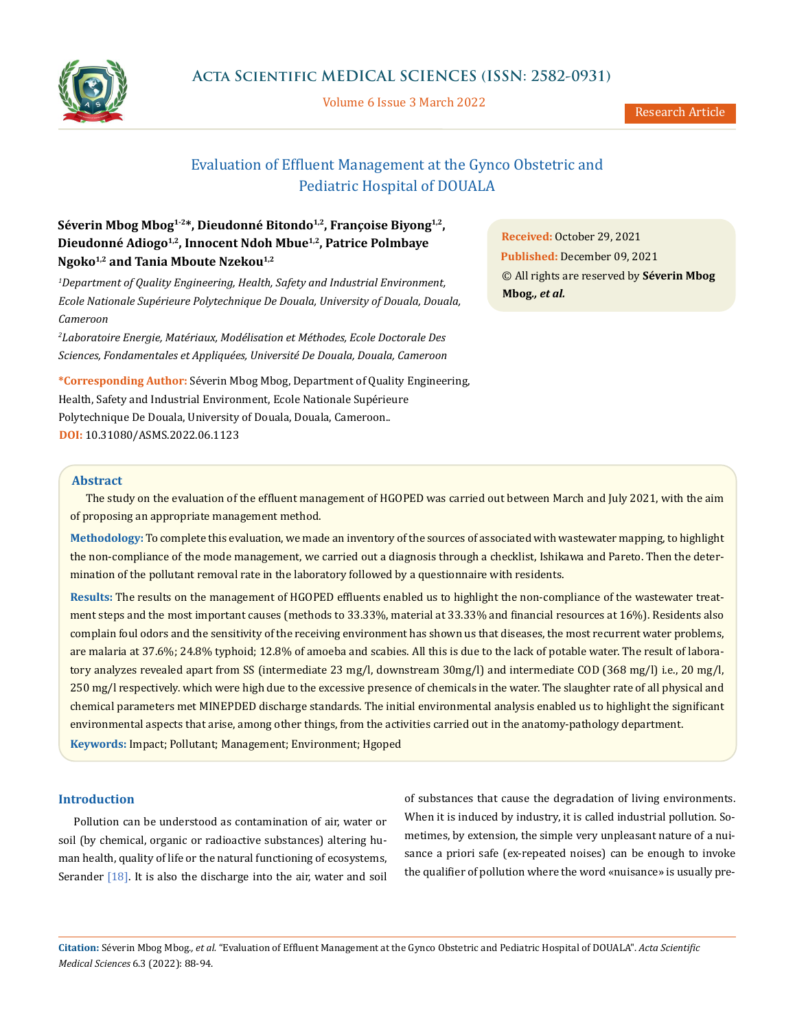# Evaluation of Effluent Management at the Gynco Obstetric and Pediatric Hospital of DOUALA

**Séverin Mbog Mbog[1-2]*, Dieudonné Bitondo[1,2], Françoise Biyong[1,2], Dieudonné Adiogo[1,2], Innocent Ndoh Mbue[1,2], Patrice Polmbaye Ngoko[1,2] and Tania Mboute Nzekou[1,2]**

*[1]Department of Quality Engineering, Health, Safety and Industrial Environment, Ecole Nationale Supérieure Polytechnique De Douala, University of Douala, Douala, Cameroon*

*[2]Laboratoire Energie, Matériaux, Modélisation et Méthodes, Ecole Doctorale Des Sciences, Fondamentales et Appliquées, Université De Douala, Douala, Cameroon*

**\*Corresponding Author:** Séverin Mbog Mbog, Department of Quality Engineering, Health, Safety and Industrial Environment, Ecole Nationale Supérieure Polytechnique De Douala, University of Douala, Douala, Cameroon..

**DOI:** 10.31080/ASMS.2022.06.1123

**Received:** October 29, 2021
**Published:** December 09, 2021
© All rights are reserved by **Séverin Mbog Mbog*, et al.***

## Abstract

The study on the evaluation of the effluent management of HGOPED was carried out between March and July 2021, with the aim of proposing an appropriate management method.

**Methodology:** To complete this evaluation, we made an inventory of the sources of associated with wastewater mapping, to highlight the non-compliance of the mode management, we carried out a diagnosis through a checklist, Ishikawa and Pareto. Then the determination of the pollutant removal rate in the laboratory followed by a questionnaire with residents.

**Results:** The results on the management of HGOPED effluents enabled us to highlight the non-compliance of the wastewater treatment steps and the most important causes (methods to 33.33%, material at 33.33% and financial resources at 16%). Residents also complain foul odors and the sensitivity of the receiving environment has shown us that diseases, the most recurrent water problems, are malaria at 37.6%; 24.8% typhoid; 12.8% of amoeba and scabies. All this is due to the lack of potable water. The result of laboratory analyzes revealed apart from SS (intermediate 23 mg/l, downstream 30mg/l) and intermediate COD (368 mg/l) i.e., 20 mg/l, 250 mg/l respectively. which were high due to the excessive presence of chemicals in the water. The slaughter rate of all physical and chemical parameters met MINEPDED discharge standards. The initial environmental analysis enabled us to highlight the significant environmental aspects that arise, among other things, from the activities carried out in the anatomy-pathology department.

**Keywords:** Impact; Pollutant; Management; Environment; Hgoped

## Introduction

Pollution can be understood as contamination of air, water or soil (by chemical, organic or radioactive substances) altering human health, quality of life or the natural functioning of ecosystems, Serander [18]. It is also the discharge into the air, water and soil of substances that cause the degradation of living environments. When it is induced by industry, it is called industrial pollution. Sometimes, by extension, the simple very unpleasant nature of a nuisance a priori safe (ex-repeated noises) can be enough to invoke the qualifier of pollution where the word «nuisance» is usually pre-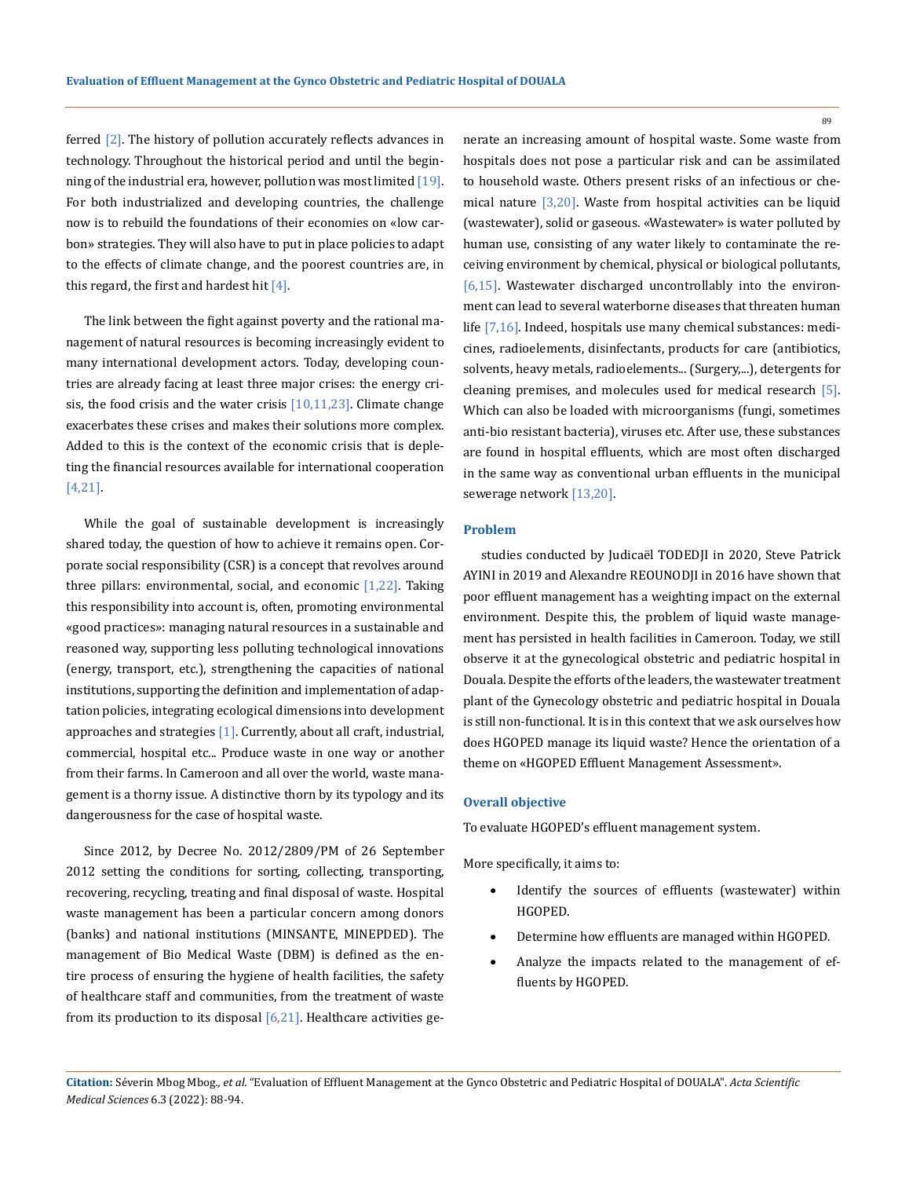ferred [2]. The history of pollution accurately reflects advances in technology. Throughout the historical period and until the beginning of the industrial era, however, pollution was most limited [19]. For both industrialized and developing countries, the challenge now is to rebuild the foundations of their economies on «low carbon» strategies. They will also have to put in place policies to adapt to the effects of climate change, and the poorest countries are, in this regard, the first and hardest hit [4].

The link between the fight against poverty and the rational management of natural resources is becoming increasingly evident to many international development actors. Today, developing countries are already facing at least three major crises: the energy crisis, the food crisis and the water crisis [10,11,23]. Climate change exacerbates these crises and makes their solutions more complex. Added to this is the context of the economic crisis that is depleting the financial resources available for international cooperation [4,21].

While the goal of sustainable development is increasingly shared today, the question of how to achieve it remains open. Corporate social responsibility (CSR) is a concept that revolves around three pillars: environmental, social, and economic [1,22]. Taking this responsibility into account is, often, promoting environmental «good practices»: managing natural resources in a sustainable and reasoned way, supporting less polluting technological innovations (energy, transport, etc.), strengthening the capacities of national institutions, supporting the definition and implementation of adaptation policies, integrating ecological dimensions into development approaches and strategies [1]. Currently, about all craft, industrial, commercial, hospital etc... Produce waste in one way or another from their farms. In Cameroon and all over the world, waste management is a thorny issue. A distinctive thorn by its typology and its dangerousness for the case of hospital waste.

Since 2012, by Decree No. 2012/2809/PM of 26 September 2012 setting the conditions for sorting, collecting, transporting, recovering, recycling, treating and final disposal of waste. Hospital waste management has been a particular concern among donors (banks) and national institutions (MINSANTE, MINEPDED). The management of Bio Medical Waste (DBM) is defined as the entire process of ensuring the hygiene of health facilities, the safety of healthcare staff and communities, from the treatment of waste from its production to its disposal [6,21]. Healthcare activities generate an increasing amount of hospital waste. Some waste from hospitals does not pose a particular risk and can be assimilated to household waste. Others present risks of an infectious or chemical nature [3,20]. Waste from hospital activities can be liquid (wastewater), solid or gaseous. «Wastewater» is water polluted by human use, consisting of any water likely to contaminate the receiving environment by chemical, physical or biological pollutants, [6,15]. Wastewater discharged uncontrollably into the environment can lead to several waterborne diseases that threaten human life [7,16]. Indeed, hospitals use many chemical substances: medicines, radioelements, disinfectants, products for care (antibiotics, solvents, heavy metals, radioelements... (Surgery,...), detergents for cleaning premises, and molecules used for medical research [5]. Which can also be loaded with microorganisms (fungi, sometimes anti-bio resistant bacteria), viruses etc. After use, these substances are found in hospital effluents, which are most often discharged in the same way as conventional urban effluents in the municipal sewerage network [13,20].

## Problem

studies conducted by Judicaël TODEDJI in 2020, Steve Patrick AYINI in 2019 and Alexandre REOUNODJI in 2016 have shown that poor effluent management has a weighting impact on the external environment. Despite this, the problem of liquid waste management has persisted in health facilities in Cameroon. Today, we still observe it at the gynecological obstetric and pediatric hospital in Douala. Despite the efforts of the leaders, the wastewater treatment plant of the Gynecology obstetric and pediatric hospital in Douala is still non-functional. It is in this context that we ask ourselves how does HGOPED manage its liquid waste? Hence the orientation of a theme on «HGOPED Effluent Management Assessment».

## Overall objective

To evaluate HGOPED's effluent management system.

More specifically, it aims to:

- Identify the sources of effluents (wastewater) within HGOPED.
- Determine how effluents are managed within HGOPED.
- Analyze the impacts related to the management of effluents by HGOPED.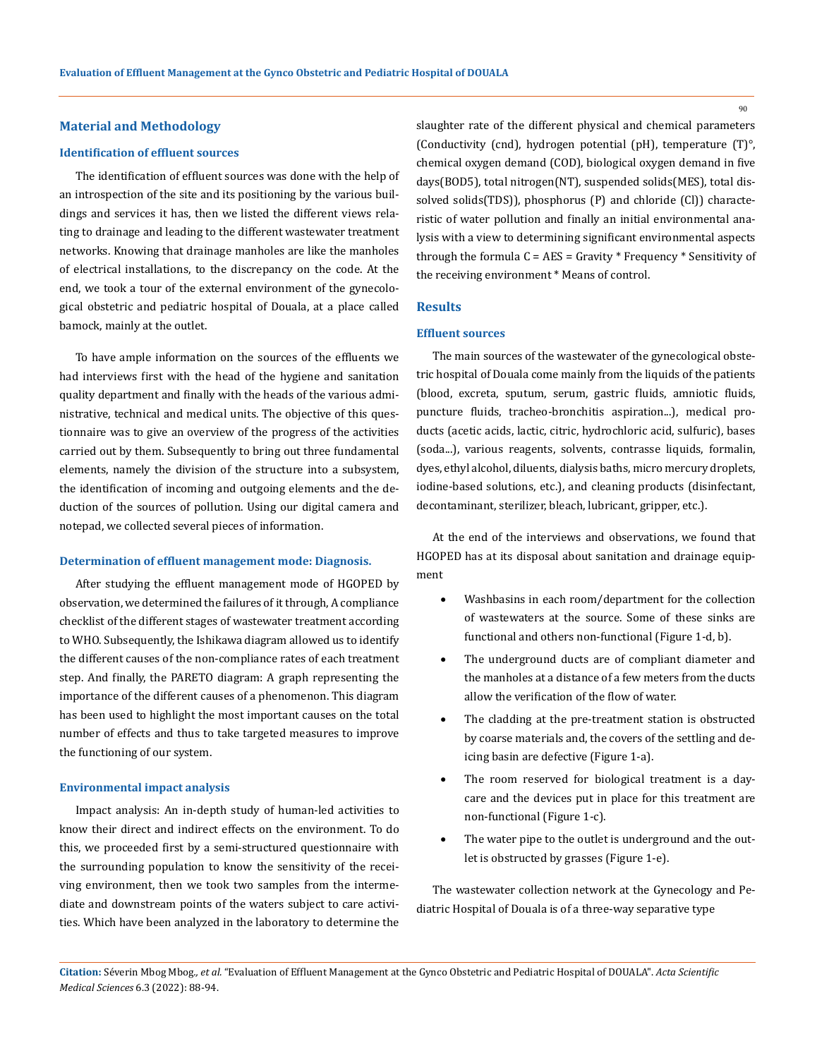## Material and Methodology

### Identification of effluent sources

The identification of effluent sources was done with the help of an introspection of the site and its positioning by the various buildings and services it has, then we listed the different views relating to drainage and leading to the different wastewater treatment networks. Knowing that drainage manholes are like the manholes of electrical installations, to the discrepancy on the code. At the end, we took a tour of the external environment of the gynecological obstetric and pediatric hospital of Douala, at a place called bamock, mainly at the outlet.

To have ample information on the sources of the effluents we had interviews first with the head of the hygiene and sanitation quality department and finally with the heads of the various administrative, technical and medical units. The objective of this questionnaire was to give an overview of the progress of the activities carried out by them. Subsequently to bring out three fundamental elements, namely the division of the structure into a subsystem, the identification of incoming and outgoing elements and the deduction of the sources of pollution. Using our digital camera and notepad, we collected several pieces of information.

### Determination of effluent management mode: Diagnosis.

After studying the effluent management mode of HGOPED by observation, we determined the failures of it through, A compliance checklist of the different stages of wastewater treatment according to WHO. Subsequently, the Ishikawa diagram allowed us to identify the different causes of the non-compliance rates of each treatment step. And finally, the PARETO diagram: A graph representing the importance of the different causes of a phenomenon. This diagram has been used to highlight the most important causes on the total number of effects and thus to take targeted measures to improve the functioning of our system.

### Environmental impact analysis

Impact analysis: An in-depth study of human-led activities to know their direct and indirect effects on the environment. To do this, we proceeded first by a semi-structured questionnaire with the surrounding population to know the sensitivity of the receiving environment, then we took two samples from the intermediate and downstream points of the waters subject to care activities. Which have been analyzed in the laboratory to determine the slaughter rate of the different physical and chemical parameters (Conductivity (cnd), hydrogen potential (pH), temperature (T)°, chemical oxygen demand (COD), biological oxygen demand in five days(BOD5), total nitrogen(NT), suspended solids(MES), total dissolved solids(TDS)), phosphorus (P) and chloride (Cl)) characteristic of water pollution and finally an initial environmental analysis with a view to determining significant environmental aspects through the formula C = AES = Gravity * Frequency * Sensitivity of the receiving environment * Means of control.

## Results

### Effluent sources

The main sources of the wastewater of the gynecological obstetric hospital of Douala come mainly from the liquids of the patients (blood, excreta, sputum, serum, gastric fluids, amniotic fluids, puncture fluids, tracheo-bronchitis aspiration...), medical products (acetic acids, lactic, citric, hydrochloric acid, sulfuric), bases (soda...), various reagents, solvents, contrasse liquids, formalin, dyes, ethyl alcohol, diluents, dialysis baths, micro mercury droplets, iodine-based solutions, etc.), and cleaning products (disinfectant, decontaminant, sterilizer, bleach, lubricant, gripper, etc.).

At the end of the interviews and observations, we found that HGOPED has at its disposal about sanitation and drainage equipment

- Washbasins in each room/department for the collection of wastewaters at the source. Some of these sinks are functional and others non-functional (Figure 1-d, b).
- The underground ducts are of compliant diameter and the manholes at a distance of a few meters from the ducts allow the verification of the flow of water.
- The cladding at the pre-treatment station is obstructed by coarse materials and, the covers of the settling and deicing basin are defective (Figure 1-a).
- The room reserved for biological treatment is a daycare and the devices put in place for this treatment are non-functional (Figure 1-c).
- The water pipe to the outlet is underground and the outlet is obstructed by grasses (Figure 1-e).

The wastewater collection network at the Gynecology and Pediatric Hospital of Douala is of a three-way separative type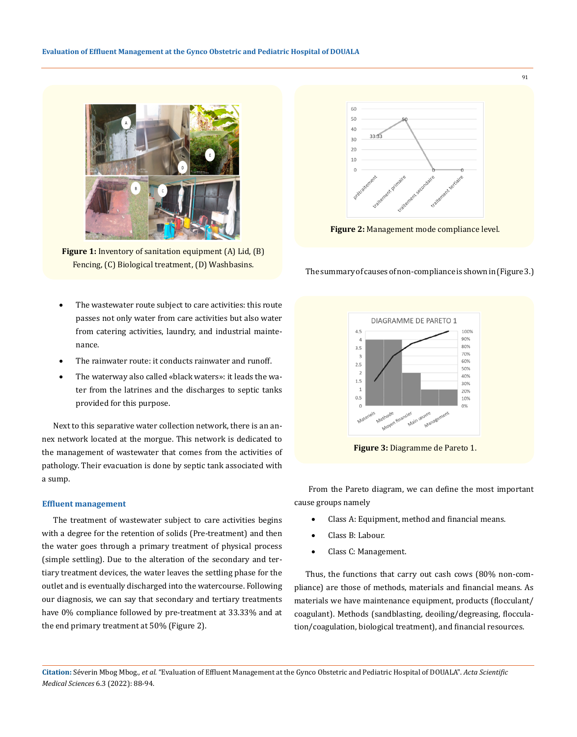Figure 1: Inventory of sanitation equipment (A) Lid, (B) Fencing, (C) Biological treatment, (D) Washbasins.

- The wastewater route subject to care activities: this route passes not only water from care activities but also water from catering activities, laundry, and industrial maintenance.
- The rainwater route: it conducts rainwater and runoff.
- The waterway also called «black waters»: it leads the water from the latrines and the discharges to septic tanks provided for this purpose.

Next to this separative water collection network, there is an annex network located at the morgue. This network is dedicated to the management of wastewater that comes from the activities of pathology. Their evacuation is done by septic tank associated with a sump.

### Effluent management

The treatment of wastewater subject to care activities begins with a degree for the retention of solids (Pre-treatment) and then the water goes through a primary treatment of physical process (simple settling). Due to the alteration of the secondary and tertiary treatment devices, the water leaves the settling phase for the outlet and is eventually discharged into the watercourse. Following our diagnosis, we can say that secondary and tertiary treatments have 0% compliance followed by pre-treatment at 33.33% and at the end primary treatment at 50% (Figure 2).

**Figure 2:** Management mode compliance level.

The summary of causes of non-compliance is shown in (Figure 3.)

**Figure 3:** Diagramme de Pareto 1.

From the Pareto diagram, we can define the most important cause groups namely

- Class A: Equipment, method and financial means.
- Class B: Labour.
- Class C: Management.

Thus, the functions that carry out cash cows (80% non-compliance) are those of methods, materials and financial means. As materials we have maintenance equipment, products (flocculant/coagulant). Methods (sandblasting, deoiling/degreasing, flocculation/coagulation, biological treatment), and financial resources.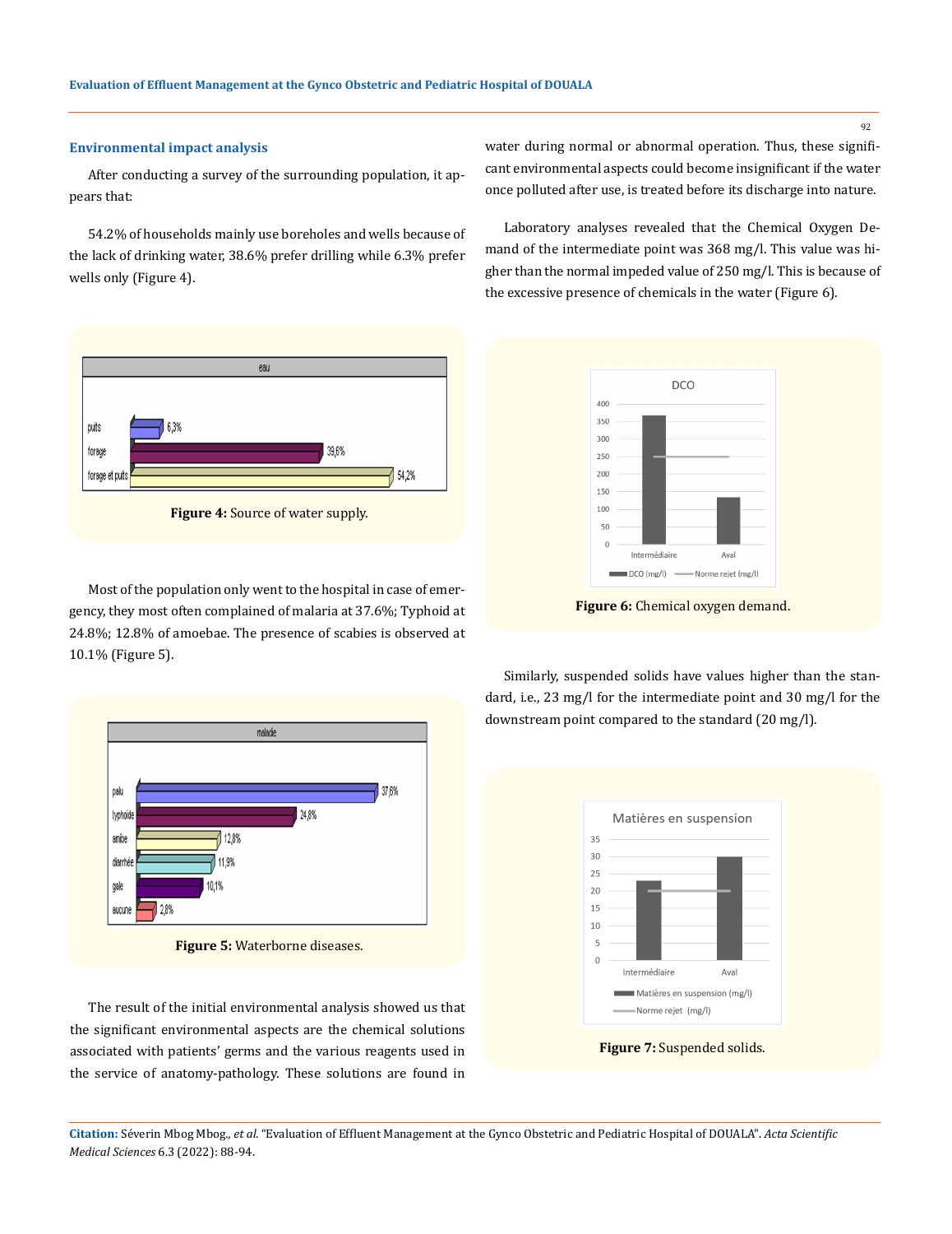### Environmental impact analysis

After conducting a survey of the surrounding population, it appears that:

54.2% of households mainly use boreholes and wells because of the lack of drinking water, 38.6% prefer drilling while 6.3% prefer wells only (Figure 4).

**Figure 4:** Source of water supply.

Most of the population only went to the hospital in case of emergency, they most often complained of malaria at 37.6%; Typhoid at 24.8%; 12.8% of amoebae. The presence of scabies is observed at 10.1% (Figure 5).

**Figure 5:** Waterborne diseases.

The result of the initial environmental analysis showed us that the significant environmental aspects are the chemical solutions associated with patients' germs and the various reagents used in the service of anatomy-pathology. These solutions are found in water during normal or abnormal operation. Thus, these significant environmental aspects could become insignificant if the water once polluted after use, is treated before its discharge into nature.

Laboratory analyses revealed that the Chemical Oxygen Demand of the intermediate point was 368 mg/l. This value was higher than the normal impeded value of 250 mg/l. This is because of the excessive presence of chemicals in the water (Figure 6).

**Figure 6:** Chemical oxygen demand.

Similarly, suspended solids have values higher than the standard, i.e., 23 mg/l for the intermediate point and 30 mg/l for the downstream point compared to the standard (20 mg/l).

**Figure 7:** Suspended solids.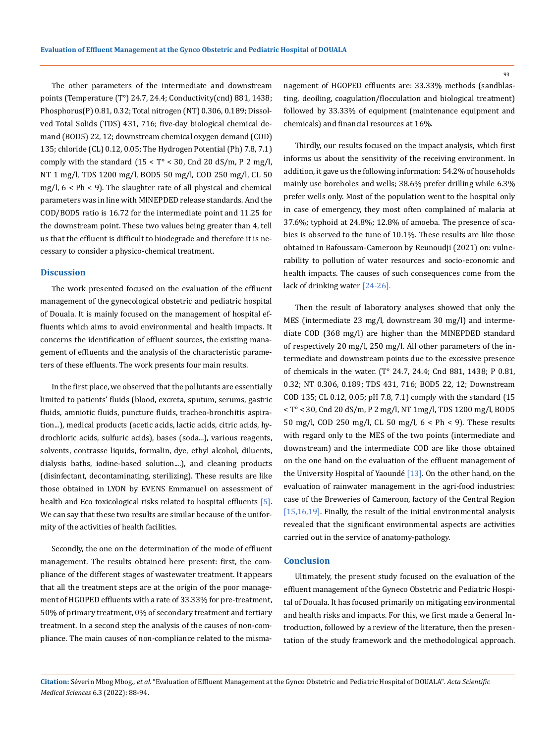The other parameters of the intermediate and downstream points (Temperature (T°) 24.7, 24.4; Conductivity(cnd) 881, 1438; Phosphorus(P) 0.81, 0.32; Total nitrogen (NT) 0.306, 0.189; Dissolved Total Solids (TDS) 431, 716; five-day biological chemical demand (BOD5) 22, 12; downstream chemical oxygen demand (COD) 135; chloride (CL) 0.12, 0.05; The Hydrogen Potential (Ph) 7.8, 7.1) comply with the standard (15 < T° < 30, Cnd 20 dS/m, P 2 mg/l, NT 1 mg/l, TDS 1200 mg/l, BOD5 50 mg/l, COD 250 mg/l, CL 50 mg/l, 6 < Ph < 9). The slaughter rate of all physical and chemical parameters was in line with MINEPDED release standards. And the COD/BOD5 ratio is 16.72 for the intermediate point and 11.25 for the downstream point. These two values being greater than 4, tell us that the effluent is difficult to biodegrade and therefore it is necessary to consider a physico-chemical treatment.

## Discussion

The work presented focused on the evaluation of the effluent management of the gynecological obstetric and pediatric hospital of Douala. It is mainly focused on the management of hospital effluents which aims to avoid environmental and health impacts. It concerns the identification of effluent sources, the existing management of effluents and the analysis of the characteristic parameters of these effluents. The work presents four main results.

In the first place, we observed that the pollutants are essentially limited to patients' fluids (blood, excreta, sputum, serums, gastric fluids, amniotic fluids, puncture fluids, tracheo-bronchitis aspiration...), medical products (acetic acids, lactic acids, citric acids, hydrochloric acids, sulfuric acids), bases (soda...), various reagents, solvents, contrasse liquids, formalin, dye, ethyl alcohol, diluents, dialysis baths, iodine-based solution....), and cleaning products (disinfectant, decontaminating, sterilizing). These results are like those obtained in LYON by EVENS Emmanuel on assessment of health and Eco toxicological risks related to hospital effluents [5]. We can say that these two results are similar because of the uniformity of the activities of health facilities.

Secondly, the one on the determination of the mode of effluent management. The results obtained here present: first, the compliance of the different stages of wastewater treatment. It appears that all the treatment steps are at the origin of the poor management of HGOPED effluents with a rate of 33.33% for pre-treatment, 50% of primary treatment, 0% of secondary treatment and tertiary treatment. In a second step the analysis of the causes of non-compliance. The main causes of non-compliance related to the mismanagement of HGOPED effluents are: 33.33% methods (sandblasting, deoiling, coagulation/flocculation and biological treatment) followed by 33.33% of equipment (maintenance equipment and chemicals) and financial resources at 16%.

Thirdly, our results focused on the impact analysis, which first informs us about the sensitivity of the receiving environment. In addition, it gave us the following information: 54.2% of households mainly use boreholes and wells; 38.6% prefer drilling while 6.3% prefer wells only. Most of the population went to the hospital only in case of emergency, they most often complained of malaria at 37.6%; typhoid at 24.8%; 12.8% of amoeba. The presence of scabies is observed to the tune of 10.1%. These results are like those obtained in Bafoussam-Cameroon by Reunoudji (2021) on: vulnerability to pollution of water resources and socio-economic and health impacts. The causes of such consequences come from the lack of drinking water [24-26].

Then the result of laboratory analyses showed that only the MES (intermediate 23 mg/l, downstream 30 mg/l) and intermediate COD (368 mg/l) are higher than the MINEPDED standard of respectively 20 mg/l, 250 mg/l. All other parameters of the intermediate and downstream points due to the excessive presence of chemicals in the water. (T° 24.7, 24.4; Cnd 881, 1438; P 0.81, 0.32; NT 0.306, 0.189; TDS 431, 716; BOD5 22, 12; Downstream COD 135; CL 0.12, 0.05; pH 7.8, 7.1) comply with the standard (15 < T° < 30, Cnd 20 dS/m, P 2 mg/l, NT 1mg/l, TDS 1200 mg/l, BOD5 50 mg/l, COD 250 mg/l, CL 50 mg/l, 6 < Ph < 9). These results with regard only to the MES of the two points (intermediate and downstream) and the intermediate COD are like those obtained on the one hand on the evaluation of the effluent management of the University Hospital of Yaoundé [13]. On the other hand, on the evaluation of rainwater management in the agri-food industries: case of the Breweries of Cameroon, factory of the Central Region [15,16,19]. Finally, the result of the initial environmental analysis revealed that the significant environmental aspects are activities carried out in the service of anatomy-pathology.

## Conclusion

Ultimately, the present study focused on the evaluation of the effluent management of the Gyneco Obstetric and Pediatric Hospital of Douala. It has focused primarily on mitigating environmental and health risks and impacts. For this, we first made a General Introduction, followed by a review of the literature, then the presentation of the study framework and the methodological approach.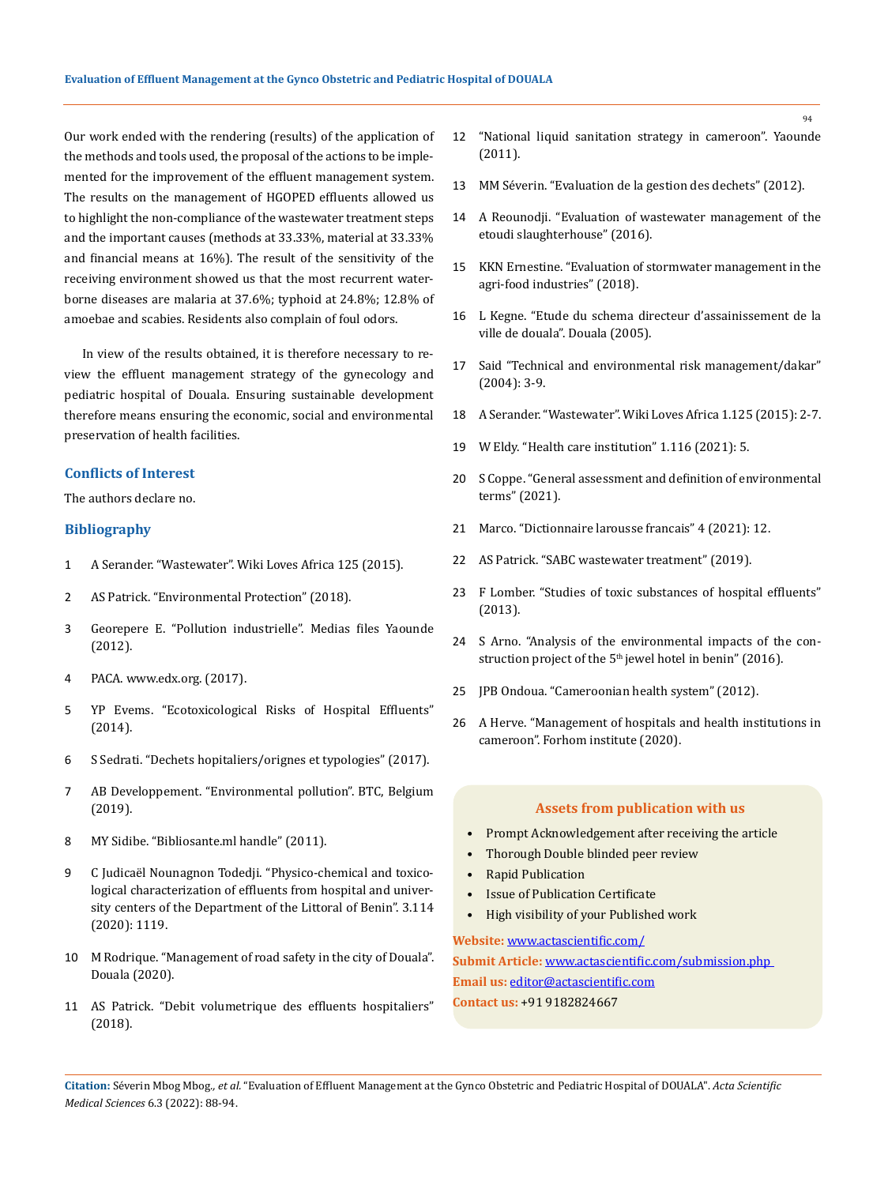Our work ended with the rendering (results) of the application of the methods and tools used, the proposal of the actions to be implemented for the improvement of the effluent management system. The results on the management of HGOPED effluents allowed us to highlight the non-compliance of the wastewater treatment steps and the important causes (methods at 33.33%, material at 33.33% and financial means at 16%). The result of the sensitivity of the receiving environment showed us that the most recurrent waterborne diseases are malaria at 37.6%; typhoid at 24.8%; 12.8% of amoebae and scabies. Residents also complain of foul odors.

In view of the results obtained, it is therefore necessary to review the effluent management strategy of the gynecology and pediatric hospital of Douala. Ensuring sustainable development therefore means ensuring the economic, social and environmental preservation of health facilities.

## Conflicts of Interest

The authors declare no.

## Bibliography

1. A Serander. "Wastewater". Wiki Loves Africa 125 (2015).
2. AS Patrick. "Environmental Protection" (2018).
3. Georepere E. "Pollution industrielle". Medias files Yaounde (2012).
4. PACA. www.edx.org. (2017).
5. YP Evems. "Ecotoxicological Risks of Hospital Effluents" (2014).
6. S Sedrati. "Dechets hopitaliers/origines et typologies" (2017).
7. AB Developpement. "Environmental pollution". BTC, Belgium (2019).
8. MY Sidibe. "Bibliosante.ml handle" (2011).
9. C Judicaël Nounagnon Todedji. "Physico-chemical and toxicological characterization of effluents from hospital and university centers of the Department of the Littoral of Benin". 3.114 (2020): 1119.
10. M Rodrique. "Management of road safety in the city of Douala". Douala (2020).
11. AS Patrick. "Debit volumetrique des effluents hospitaliers" (2018).
12. "National liquid sanitation strategy in cameroon". Yaounde (2011).
13. MM Séverin. "Evaluation de la gestion des dechets" (2012).
14. A Reounodji. "Evaluation of wastewater management of the etoudi slaughterhouse" (2016).
15. KKN Ernestine. "Evaluation of stormwater management in the agri-food industries" (2018).
16. L Kegne. "Etude du schema directeur d'assainissement de la ville de douala". Douala (2005).
17. Said "Technical and environmental risk management/dakar" (2004): 3-9.
18. A Serander. "Wastewater". Wiki Loves Africa 1.125 (2015): 2-7.
19. W Eldy. "Health care institution" 1.116 (2021): 5.
20. S Coppe. "General assessment and definition of environmental terms" (2021).
21. Marco. "Dictionnaire larousse francais" 4 (2021): 12.
22. AS Patrick. "SABC wastewater treatment" (2019).
23. F Lomber. "Studies of toxic substances of hospital effluents" (2013).
24. S Arno. "Analysis of the environmental impacts of the construction project of the 5th jewel hotel in benin" (2016).
25. JPB Ondoua. "Cameroonian health system" (2012).
26. A Herve. "Management of hospitals and health institutions in cameroon". Forhom institute (2020).

**Assets from publication with us**

- Prompt Acknowledgement after receiving the article
- Thorough Double blinded peer review
- Rapid Publication
- Issue of Publication Certificate
- High visibility of your Published work

**Website:** www.actascientific.com/
**Submit Article:** www.actascientific.com/submission.php
**Email us:** editor@actascientific.com
**Contact us:** +91 9182824667